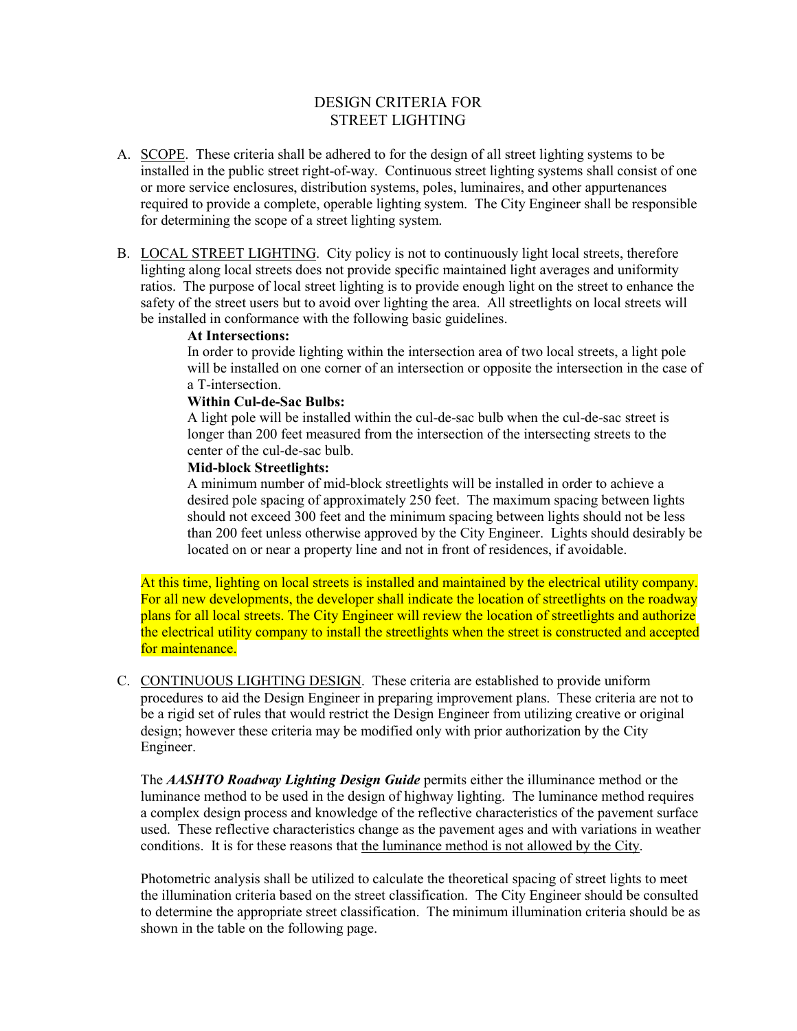# DESIGN CRITERIA FOR STREET LIGHTING

A. SCOPE. These criteria shall be adhered to for the design of all street lighting systems to be installed in the public street right-of-way. Continuous street lighting systems shall consist of one or more service enclosures, distribution systems, poles, luminaires, and other appurtenances required to provide a complete, operable lighting system. The City Engineer shall be responsible for determining the scope of a street lighting system.

B. LOCAL STREET LIGHTING. City policy is not to continuously light local streets, therefore lighting along local streets does not provide specific maintained light averages and uniformity ratios. The purpose of local street lighting is to provide enough light on the street to enhance the safety of the street users but to avoid over lighting the area. All streetlights on local streets will be installed in conformance with the following basic guidelines.

**At Intersections:**
In order to provide lighting within the intersection area of two local streets, a light pole will be installed on one corner of an intersection or opposite the intersection in the case of a T-intersection.

**Within Cul-de-Sac Bulbs:**
A light pole will be installed within the cul-de-sac bulb when the cul-de-sac street is longer than 200 feet measured from the intersection of the intersecting streets to the center of the cul-de-sac bulb.

**Mid-block Streetlights:**
A minimum number of mid-block streetlights will be installed in order to achieve a desired pole spacing of approximately 250 feet. The maximum spacing between lights should not exceed 300 feet and the minimum spacing between lights should not be less than 200 feet unless otherwise approved by the City Engineer. Lights should desirably be located on or near a property line and not in front of residences, if avoidable.

At this time, lighting on local streets is installed and maintained by the electrical utility company. For all new developments, the developer shall indicate the location of streetlights on the roadway plans for all local streets. The City Engineer will review the location of streetlights and authorize the electrical utility company to install the streetlights when the street is constructed and accepted for maintenance.

C. CONTINUOUS LIGHTING DESIGN. These criteria are established to provide uniform procedures to aid the Design Engineer in preparing improvement plans. These criteria are not to be a rigid set of rules that would restrict the Design Engineer from utilizing creative or original design; however these criteria may be modified only with prior authorization by the City Engineer.

The ***AASHTO Roadway Lighting Design Guide*** permits either the illuminance method or the luminance method to be used in the design of highway lighting. The luminance method requires a complex design process and knowledge of the reflective characteristics of the pavement surface used. These reflective characteristics change as the pavement ages and with variations in weather conditions. It is for these reasons that the luminance method is not allowed by the City.

Photometric analysis shall be utilized to calculate the theoretical spacing of street lights to meet the illumination criteria based on the street classification. The City Engineer should be consulted to determine the appropriate street classification. The minimum illumination criteria should be as shown in the table on the following page.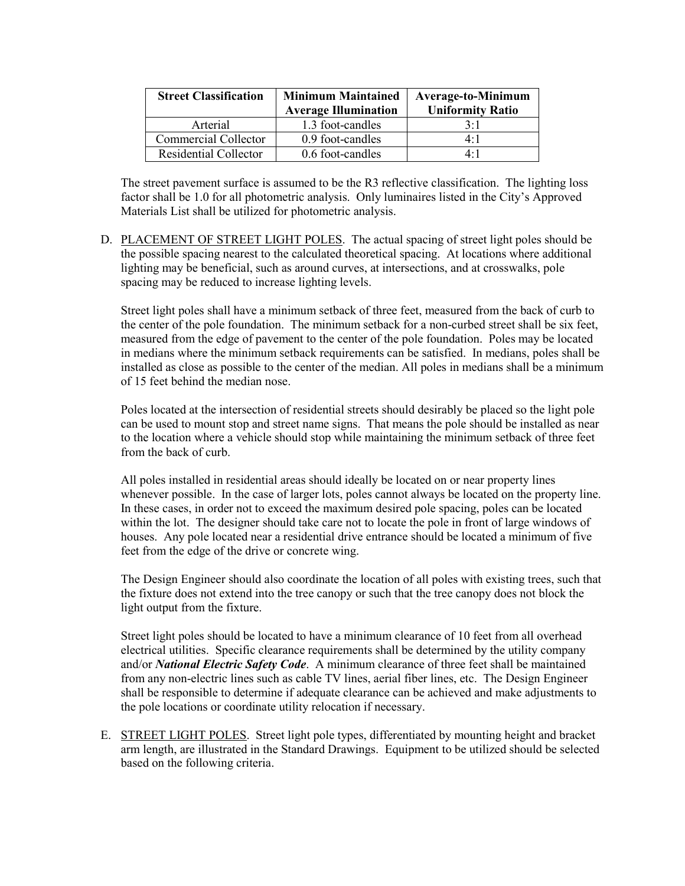| Street Classification | Minimum Maintained Average Illumination | Average-to-Minimum Uniformity Ratio |
|---|---|---|
| Arterial | 1.3 foot-candles | 3:1 |
| Commercial Collector | 0.9 foot-candles | 4:1 |
| Residential Collector | 0.6 foot-candles | 4:1 |

The street pavement surface is assumed to be the R3 reflective classification. The lighting loss factor shall be 1.0 for all photometric analysis. Only luminaires listed in the City's Approved Materials List shall be utilized for photometric analysis.

D. <u>PLACEMENT OF STREET LIGHT POLES</u>. The actual spacing of street light poles should be the possible spacing nearest to the calculated theoretical spacing. At locations where additional lighting may be beneficial, such as around curves, at intersections, and at crosswalks, pole spacing may be reduced to increase lighting levels.

Street light poles shall have a minimum setback of three feet, measured from the back of curb to the center of the pole foundation. The minimum setback for a non-curbed street shall be six feet, measured from the edge of pavement to the center of the pole foundation. Poles may be located in medians where the minimum setback requirements can be satisfied. In medians, poles shall be installed as close as possible to the center of the median. All poles in medians shall be a minimum of 15 feet behind the median nose.

Poles located at the intersection of residential streets should desirably be placed so the light pole can be used to mount stop and street name signs. That means the pole should be installed as near to the location where a vehicle should stop while maintaining the minimum setback of three feet from the back of curb.

All poles installed in residential areas should ideally be located on or near property lines whenever possible. In the case of larger lots, poles cannot always be located on the property line. In these cases, in order not to exceed the maximum desired pole spacing, poles can be located within the lot. The designer should take care not to locate the pole in front of large windows of houses. Any pole located near a residential drive entrance should be located a minimum of five feet from the edge of the drive or concrete wing.

The Design Engineer should also coordinate the location of all poles with existing trees, such that the fixture does not extend into the tree canopy or such that the tree canopy does not block the light output from the fixture.

Street light poles should be located to have a minimum clearance of 10 feet from all overhead electrical utilities. Specific clearance requirements shall be determined by the utility company and/or ***National Electric Safety Code***. A minimum clearance of three feet shall be maintained from any non-electric lines such as cable TV lines, aerial fiber lines, etc. The Design Engineer shall be responsible to determine if adequate clearance can be achieved and make adjustments to the pole locations or coordinate utility relocation if necessary.

E. <u>STREET LIGHT POLES</u>. Street light pole types, differentiated by mounting height and bracket arm length, are illustrated in the Standard Drawings. Equipment to be utilized should be selected based on the following criteria.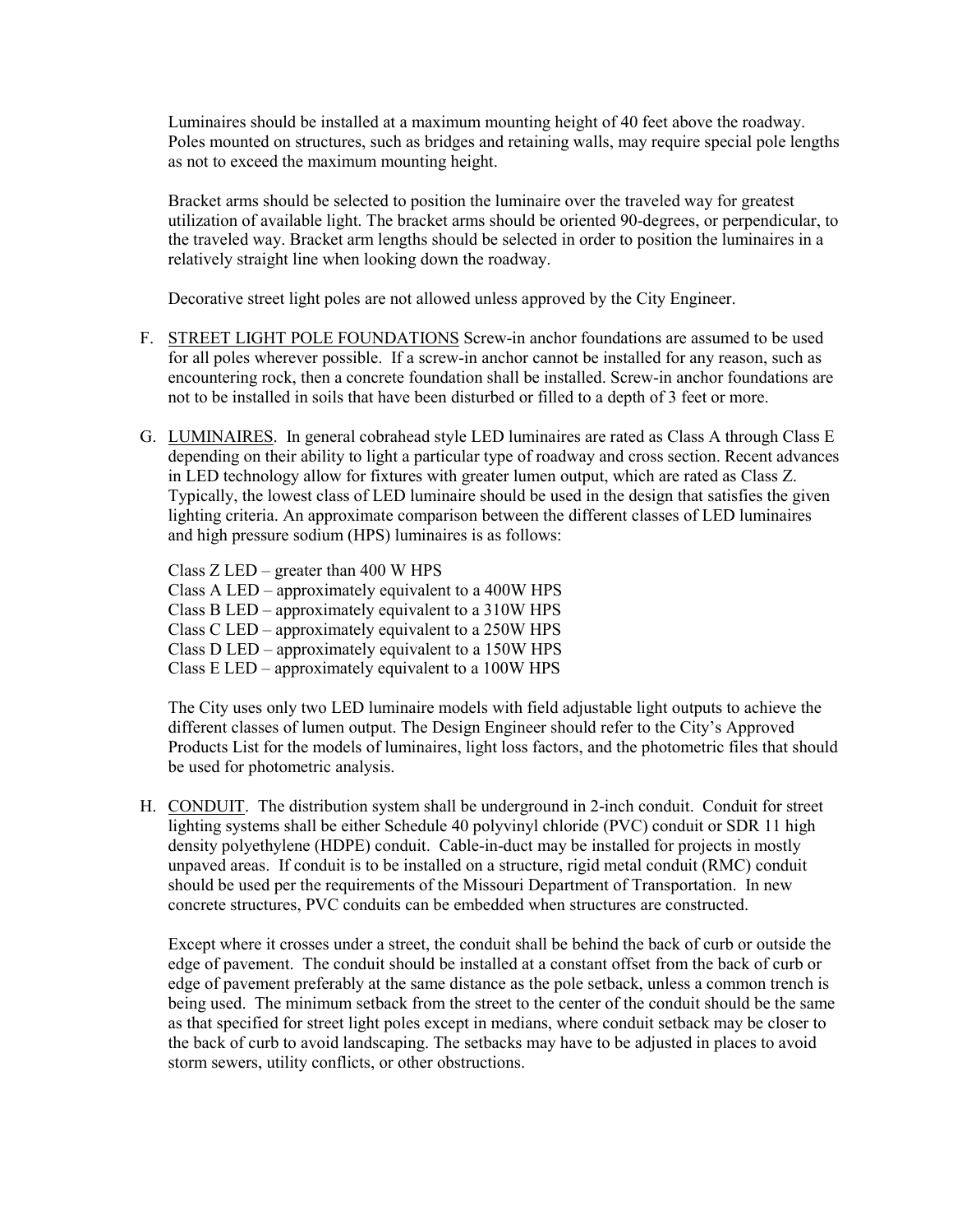Luminaires should be installed at a maximum mounting height of 40 feet above the roadway. Poles mounted on structures, such as bridges and retaining walls, may require special pole lengths as not to exceed the maximum mounting height.

Bracket arms should be selected to position the luminaire over the traveled way for greatest utilization of available light. The bracket arms should be oriented 90-degrees, or perpendicular, to the traveled way. Bracket arm lengths should be selected in order to position the luminaires in a relatively straight line when looking down the roadway.

Decorative street light poles are not allowed unless approved by the City Engineer.

F. <u>STREET LIGHT POLE FOUNDATIONS</u> Screw-in anchor foundations are assumed to be used for all poles wherever possible. If a screw-in anchor cannot be installed for any reason, such as encountering rock, then a concrete foundation shall be installed. Screw-in anchor foundations are not to be installed in soils that have been disturbed or filled to a depth of 3 feet or more.

G. <u>LUMINAIRES</u>. In general cobrahead style LED luminaires are rated as Class A through Class E depending on their ability to light a particular type of roadway and cross section. Recent advances in LED technology allow for fixtures with greater lumen output, which are rated as Class Z. Typically, the lowest class of LED luminaire should be used in the design that satisfies the given lighting criteria. An approximate comparison between the different classes of LED luminaires and high pressure sodium (HPS) luminaires is as follows:

Class Z LED – greater than 400 W HPS
Class A LED – approximately equivalent to a 400W HPS
Class B LED – approximately equivalent to a 310W HPS
Class C LED – approximately equivalent to a 250W HPS
Class D LED – approximately equivalent to a 150W HPS
Class E LED – approximately equivalent to a 100W HPS

The City uses only two LED luminaire models with field adjustable light outputs to achieve the different classes of lumen output. The Design Engineer should refer to the City's Approved Products List for the models of luminaires, light loss factors, and the photometric files that should be used for photometric analysis.

H. <u>CONDUIT</u>. The distribution system shall be underground in 2-inch conduit. Conduit for street lighting systems shall be either Schedule 40 polyvinyl chloride (PVC) conduit or SDR 11 high density polyethylene (HDPE) conduit. Cable-in-duct may be installed for projects in mostly unpaved areas. If conduit is to be installed on a structure, rigid metal conduit (RMC) conduit should be used per the requirements of the Missouri Department of Transportation. In new concrete structures, PVC conduits can be embedded when structures are constructed.

Except where it crosses under a street, the conduit shall be behind the back of curb or outside the edge of pavement. The conduit should be installed at a constant offset from the back of curb or edge of pavement preferably at the same distance as the pole setback, unless a common trench is being used. The minimum setback from the street to the center of the conduit should be the same as that specified for street light poles except in medians, where conduit setback may be closer to the back of curb to avoid landscaping. The setbacks may have to be adjusted in places to avoid storm sewers, utility conflicts, or other obstructions.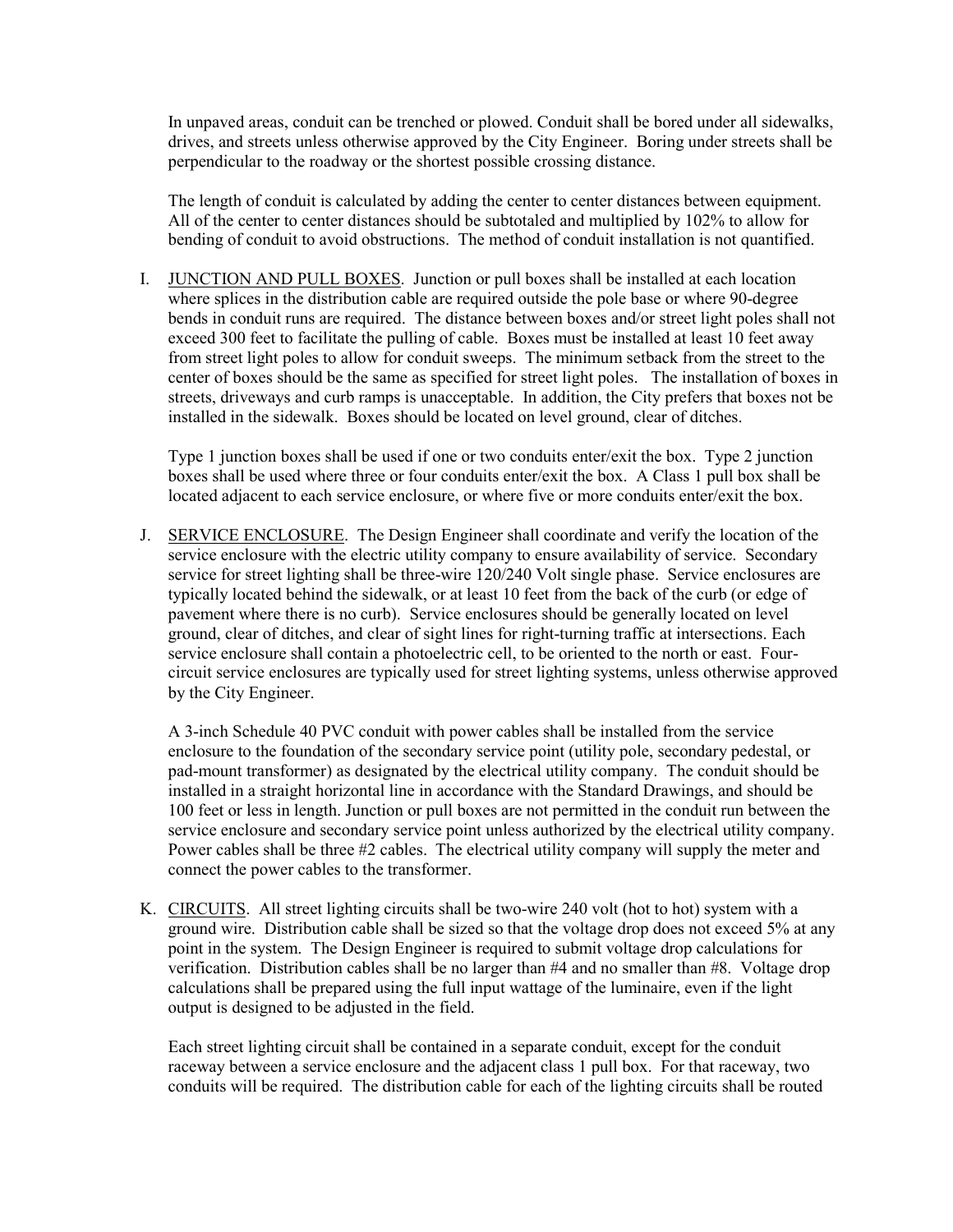In unpaved areas, conduit can be trenched or plowed. Conduit shall be bored under all sidewalks, drives, and streets unless otherwise approved by the City Engineer. Boring under streets shall be perpendicular to the roadway or the shortest possible crossing distance.

The length of conduit is calculated by adding the center to center distances between equipment. All of the center to center distances should be subtotaled and multiplied by 102% to allow for bending of conduit to avoid obstructions. The method of conduit installation is not quantified.

I. <u>JUNCTION AND PULL BOXES</u>. Junction or pull boxes shall be installed at each location where splices in the distribution cable are required outside the pole base or where 90-degree bends in conduit runs are required. The distance between boxes and/or street light poles shall not exceed 300 feet to facilitate the pulling of cable. Boxes must be installed at least 10 feet away from street light poles to allow for conduit sweeps. The minimum setback from the street to the center of boxes should be the same as specified for street light poles. The installation of boxes in streets, driveways and curb ramps is unacceptable. In addition, the City prefers that boxes not be installed in the sidewalk. Boxes should be located on level ground, clear of ditches.

   Type 1 junction boxes shall be used if one or two conduits enter/exit the box. Type 2 junction boxes shall be used where three or four conduits enter/exit the box. A Class 1 pull box shall be located adjacent to each service enclosure, or where five or more conduits enter/exit the box.

J. <u>SERVICE ENCLOSURE</u>. The Design Engineer shall coordinate and verify the location of the service enclosure with the electric utility company to ensure availability of service. Secondary service for street lighting shall be three-wire 120/240 Volt single phase. Service enclosures are typically located behind the sidewalk, or at least 10 feet from the back of the curb (or edge of pavement where there is no curb). Service enclosures should be generally located on level ground, clear of ditches, and clear of sight lines for right-turning traffic at intersections. Each service enclosure shall contain a photoelectric cell, to be oriented to the north or east. Four-circuit service enclosures are typically used for street lighting systems, unless otherwise approved by the City Engineer.

   A 3-inch Schedule 40 PVC conduit with power cables shall be installed from the service enclosure to the foundation of the secondary service point (utility pole, secondary pedestal, or pad-mount transformer) as designated by the electrical utility company. The conduit should be installed in a straight horizontal line in accordance with the Standard Drawings, and should be 100 feet or less in length. Junction or pull boxes are not permitted in the conduit run between the service enclosure and secondary service point unless authorized by the electrical utility company. Power cables shall be three #2 cables. The electrical utility company will supply the meter and connect the power cables to the transformer.

K. <u>CIRCUITS</u>. All street lighting circuits shall be two-wire 240 volt (hot to hot) system with a ground wire. Distribution cable shall be sized so that the voltage drop does not exceed 5% at any point in the system. The Design Engineer is required to submit voltage drop calculations for verification. Distribution cables shall be no larger than #4 and no smaller than #8. Voltage drop calculations shall be prepared using the full input wattage of the luminaire, even if the light output is designed to be adjusted in the field.

   Each street lighting circuit shall be contained in a separate conduit, except for the conduit raceway between a service enclosure and the adjacent class 1 pull box. For that raceway, two conduits will be required. The distribution cable for each of the lighting circuits shall be routed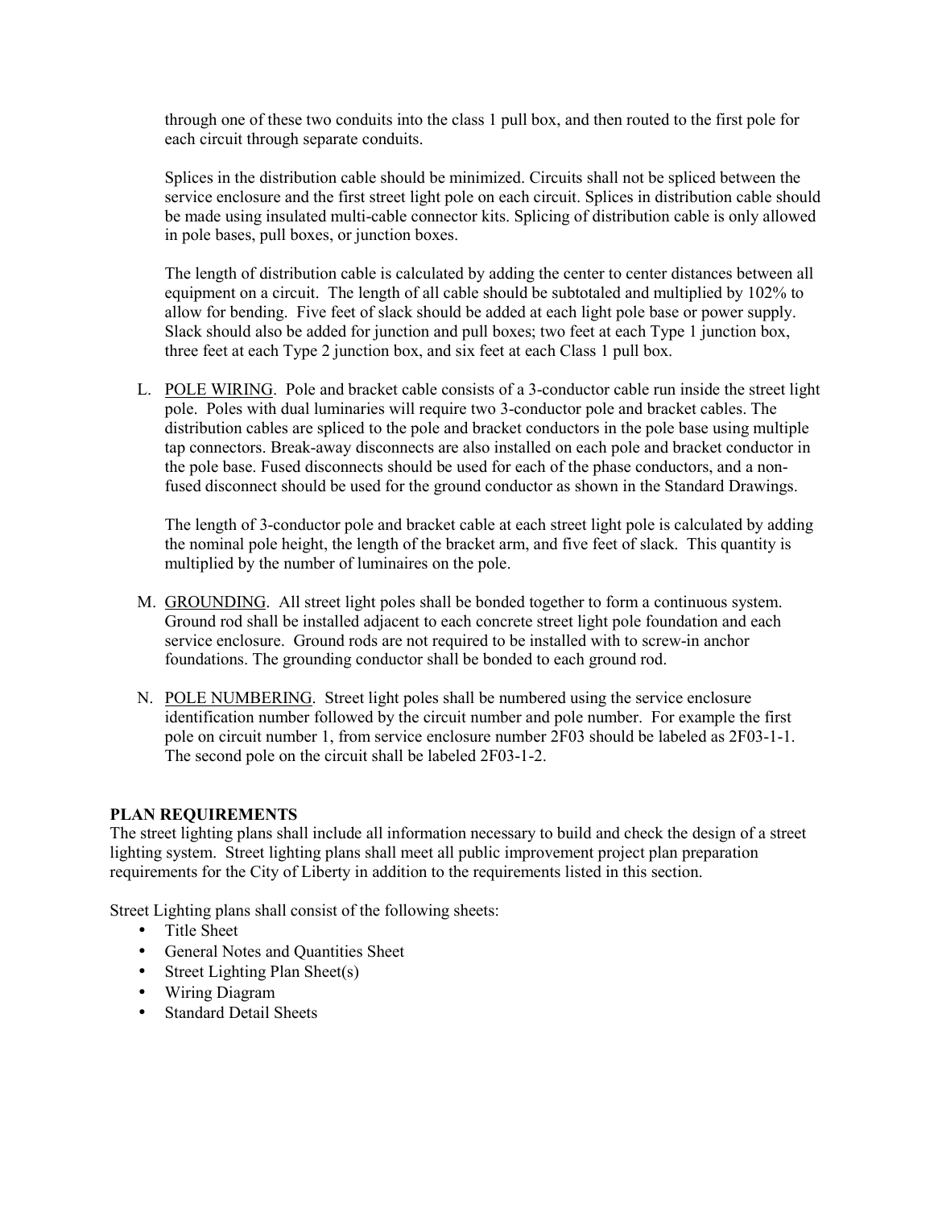through one of these two conduits into the class 1 pull box, and then routed to the first pole for each circuit through separate conduits.

Splices in the distribution cable should be minimized. Circuits shall not be spliced between the service enclosure and the first street light pole on each circuit. Splices in distribution cable should be made using insulated multi-cable connector kits. Splicing of distribution cable is only allowed in pole bases, pull boxes, or junction boxes.

The length of distribution cable is calculated by adding the center to center distances between all equipment on a circuit. The length of all cable should be subtotaled and multiplied by 102% to allow for bending. Five feet of slack should be added at each light pole base or power supply. Slack should also be added for junction and pull boxes; two feet at each Type 1 junction box, three feet at each Type 2 junction box, and six feet at each Class 1 pull box.

L. <u>POLE WIRING</u>. Pole and bracket cable consists of a 3-conductor cable run inside the street light pole. Poles with dual luminaries will require two 3-conductor pole and bracket cables. The distribution cables are spliced to the pole and bracket conductors in the pole base using multiple tap connectors. Break-away disconnects are also installed on each pole and bracket conductor in the pole base. Fused disconnects should be used for each of the phase conductors, and a non-fused disconnect should be used for the ground conductor as shown in the Standard Drawings.

The length of 3-conductor pole and bracket cable at each street light pole is calculated by adding the nominal pole height, the length of the bracket arm, and five feet of slack. This quantity is multiplied by the number of luminaires on the pole.

M. <u>GROUNDING</u>. All street light poles shall be bonded together to form a continuous system. Ground rod shall be installed adjacent to each concrete street light pole foundation and each service enclosure. Ground rods are not required to be installed with to screw-in anchor foundations. The grounding conductor shall be bonded to each ground rod.

N. <u>POLE NUMBERING</u>. Street light poles shall be numbered using the service enclosure identification number followed by the circuit number and pole number. For example the first pole on circuit number 1, from service enclosure number 2F03 should be labeled as 2F03-1-1. The second pole on the circuit shall be labeled 2F03-1-2.

**PLAN REQUIREMENTS**

The street lighting plans shall include all information necessary to build and check the design of a street lighting system. Street lighting plans shall meet all public improvement project plan preparation requirements for the City of Liberty in addition to the requirements listed in this section.

Street Lighting plans shall consist of the following sheets:

- Title Sheet
- General Notes and Quantities Sheet
- Street Lighting Plan Sheet(s)
- Wiring Diagram
- Standard Detail Sheets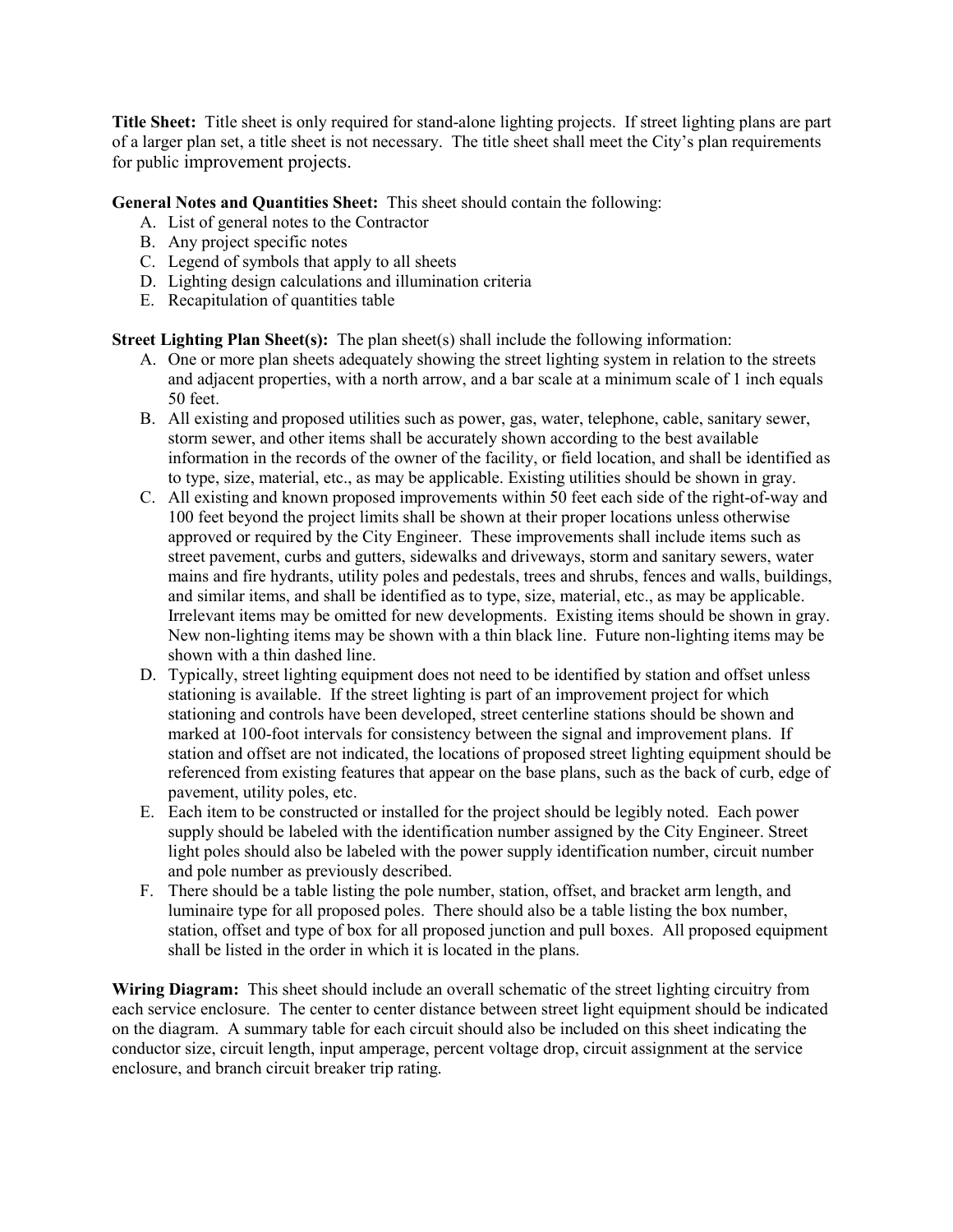**Title Sheet:** Title sheet is only required for stand-alone lighting projects. If street lighting plans are part of a larger plan set, a title sheet is not necessary. The title sheet shall meet the City's plan requirements for public improvement projects.

**General Notes and Quantities Sheet:** This sheet should contain the following:

A. List of general notes to the Contractor
B. Any project specific notes
C. Legend of symbols that apply to all sheets
D. Lighting design calculations and illumination criteria
E. Recapitulation of quantities table

**Street Lighting Plan Sheet(s):** The plan sheet(s) shall include the following information:

A. One or more plan sheets adequately showing the street lighting system in relation to the streets and adjacent properties, with a north arrow, and a bar scale at a minimum scale of 1 inch equals 50 feet.
B. All existing and proposed utilities such as power, gas, water, telephone, cable, sanitary sewer, storm sewer, and other items shall be accurately shown according to the best available information in the records of the owner of the facility, or field location, and shall be identified as to type, size, material, etc., as may be applicable. Existing utilities should be shown in gray.
C. All existing and known proposed improvements within 50 feet each side of the right-of-way and 100 feet beyond the project limits shall be shown at their proper locations unless otherwise approved or required by the City Engineer. These improvements shall include items such as street pavement, curbs and gutters, sidewalks and driveways, storm and sanitary sewers, water mains and fire hydrants, utility poles and pedestals, trees and shrubs, fences and walls, buildings, and similar items, and shall be identified as to type, size, material, etc., as may be applicable. Irrelevant items may be omitted for new developments. Existing items should be shown in gray. New non-lighting items may be shown with a thin black line. Future non-lighting items may be shown with a thin dashed line.
D. Typically, street lighting equipment does not need to be identified by station and offset unless stationing is available. If the street lighting is part of an improvement project for which stationing and controls have been developed, street centerline stations should be shown and marked at 100-foot intervals for consistency between the signal and improvement plans. If station and offset are not indicated, the locations of proposed street lighting equipment should be referenced from existing features that appear on the base plans, such as the back of curb, edge of pavement, utility poles, etc.
E. Each item to be constructed or installed for the project should be legibly noted. Each power supply should be labeled with the identification number assigned by the City Engineer. Street light poles should also be labeled with the power supply identification number, circuit number and pole number as previously described.
F. There should be a table listing the pole number, station, offset, and bracket arm length, and luminaire type for all proposed poles. There should also be a table listing the box number, station, offset and type of box for all proposed junction and pull boxes. All proposed equipment shall be listed in the order in which it is located in the plans.

**Wiring Diagram:** This sheet should include an overall schematic of the street lighting circuitry from each service enclosure. The center to center distance between street light equipment should be indicated on the diagram. A summary table for each circuit should also be included on this sheet indicating the conductor size, circuit length, input amperage, percent voltage drop, circuit assignment at the service enclosure, and branch circuit breaker trip rating.